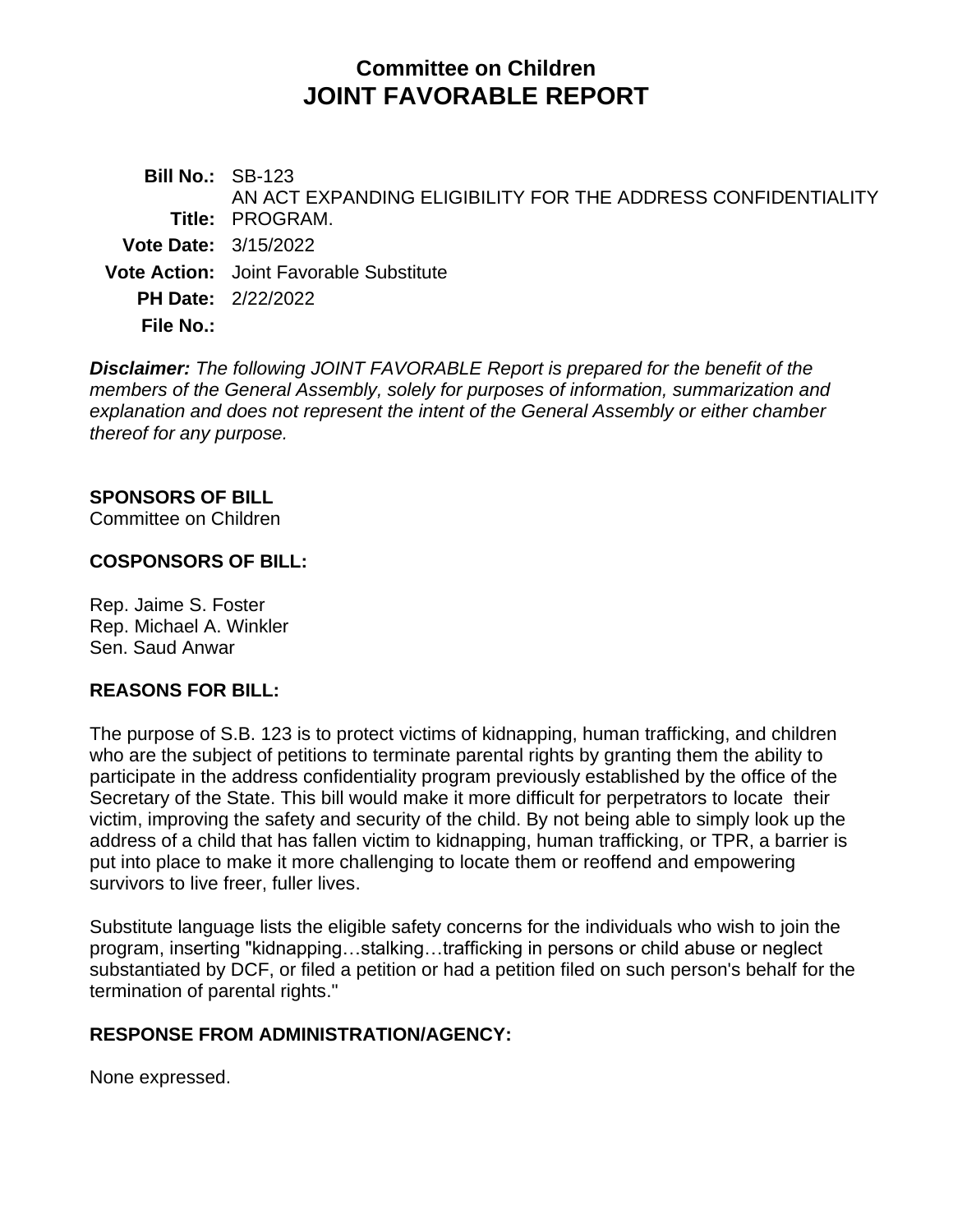# Committee on Children
# JOINT FAVORABLE REPORT

| | |
|---|---|
| **Bill No.:** | SB-123 |
| **Title:** | AN ACT EXPANDING ELIGIBILITY FOR THE ADDRESS CONFIDENTIALITY PROGRAM. |
| **Vote Date:** | 3/15/2022 |
| **Vote Action:** | Joint Favorable Substitute |
| **PH Date:** | 2/22/2022 |
| **File No.:** | |

***Disclaimer:*** *The following JOINT FAVORABLE Report is prepared for the benefit of the members of the General Assembly, solely for purposes of information, summarization and explanation and does not represent the intent of the General Assembly or either chamber thereof for any purpose.*

## SPONSORS OF BILL

Committee on Children

## COSPONSORS OF BILL:

Rep. Jaime S. Foster
Rep. Michael A. Winkler
Sen. Saud Anwar

## REASONS FOR BILL:

The purpose of S.B. 123 is to protect victims of kidnapping, human trafficking, and children who are the subject of petitions to terminate parental rights by granting them the ability to participate in the address confidentiality program previously established by the office of the Secretary of the State. This bill would make it more difficult for perpetrators to locate their victim, improving the safety and security of the child. By not being able to simply look up the address of a child that has fallen victim to kidnapping, human trafficking, or TPR, a barrier is put into place to make it more challenging to locate them or reoffend and empowering survivors to live freer, fuller lives.

Substitute language lists the eligible safety concerns for the individuals who wish to join the program, inserting "kidnapping…stalking…trafficking in persons or child abuse or neglect substantiated by DCF, or filed a petition or had a petition filed on such person's behalf for the termination of parental rights."

## RESPONSE FROM ADMINISTRATION/AGENCY:

None expressed.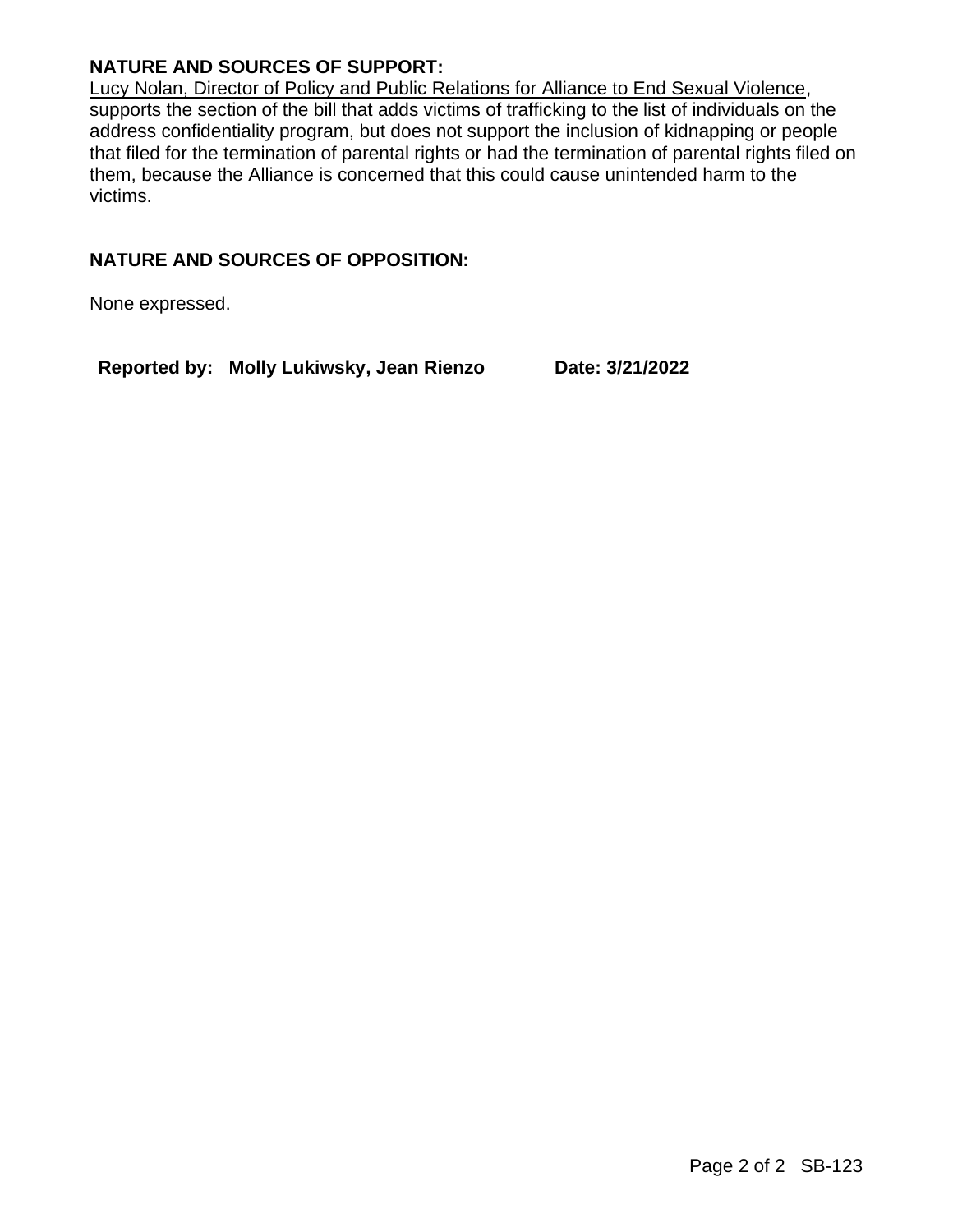**NATURE AND SOURCES OF SUPPORT:**

Lucy Nolan, Director of Policy and Public Relations for Alliance to End Sexual Violence, supports the section of the bill that adds victims of trafficking to the list of individuals on the address confidentiality program, but does not support the inclusion of kidnapping or people that filed for the termination of parental rights or had the termination of parental rights filed on them, because the Alliance is concerned that this could cause unintended harm to the victims.

**NATURE AND SOURCES OF OPPOSITION:**

None expressed.

**Reported by: Molly Lukiwsky, Jean Rienzo Date: 3/21/2022**